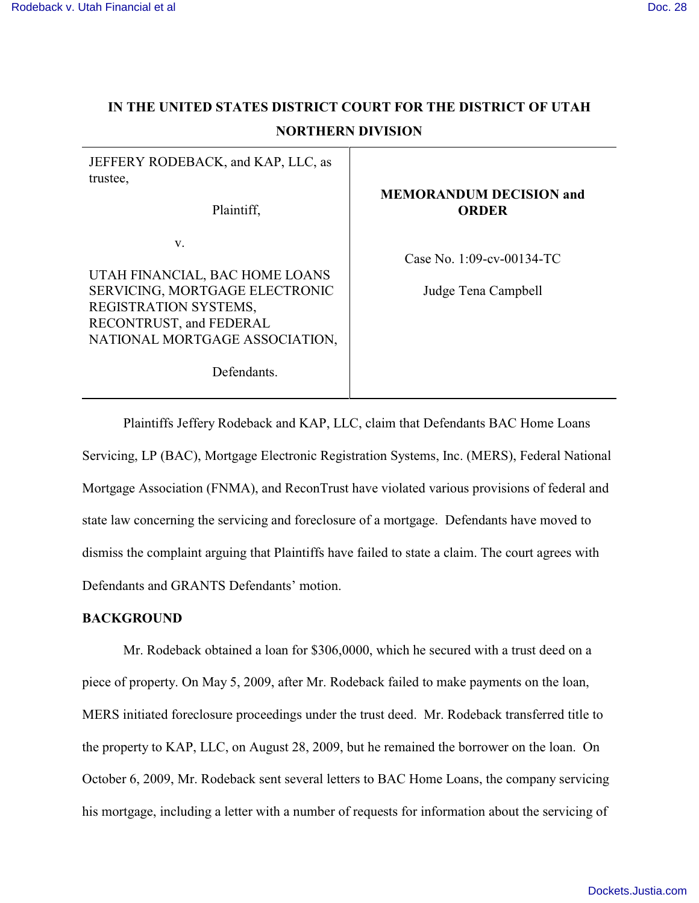# IN THE UNITED STATES DISTRICT COURT FOR THE DISTRICT OF UTAH
## NORTHERN DIVISION

| | |
|---|---|
| JEFFERY RODEBACK, and KAP, LLC, as trustee,<br><br>Plaintiff,<br><br>v.<br><br>UTAH FINANCIAL, BAC HOME LOANS SERVICING, MORTGAGE ELECTRONIC REGISTRATION SYSTEMS, RECONTRUST, and FEDERAL NATIONAL MORTGAGE ASSOCIATION,<br><br>Defendants. | **MEMORANDUM DECISION and ORDER**<br><br>Case No. 1:09-cv-00134-TC<br><br>Judge Tena Campbell |

Plaintiffs Jeffery Rodeback and KAP, LLC, claim that Defendants BAC Home Loans Servicing, LP (BAC), Mortgage Electronic Registration Systems, Inc. (MERS), Federal National Mortgage Association (FNMA), and ReconTrust have violated various provisions of federal and state law concerning the servicing and foreclosure of a mortgage. Defendants have moved to dismiss the complaint arguing that Plaintiffs have failed to state a claim. The court agrees with Defendants and GRANTS Defendants' motion.

**BACKGROUND**

Mr. Rodeback obtained a loan for $306,0000, which he secured with a trust deed on a piece of property. On May 5, 2009, after Mr. Rodeback failed to make payments on the loan, MERS initiated foreclosure proceedings under the trust deed. Mr. Rodeback transferred title to the property to KAP, LLC, on August 28, 2009, but he remained the borrower on the loan. On October 6, 2009, Mr. Rodeback sent several letters to BAC Home Loans, the company servicing his mortgage, including a letter with a number of requests for information about the servicing of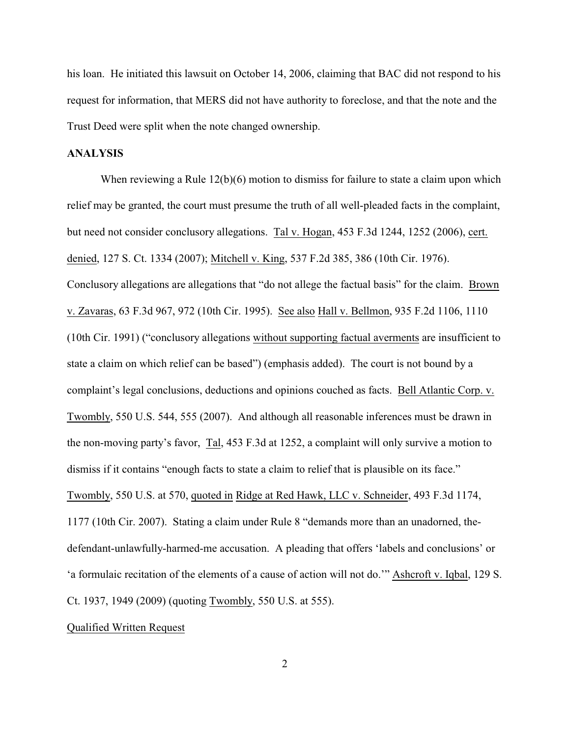his loan. He initiated this lawsuit on October 14, 2006, claiming that BAC did not respond to his request for information, that MERS did not have authority to foreclose, and that the note and the Trust Deed were split when the note changed ownership.

**ANALYSIS**

When reviewing a Rule 12(b)(6) motion to dismiss for failure to state a claim upon which relief may be granted, the court must presume the truth of all well-pleaded facts in the complaint, but need not consider conclusory allegations. Tal v. Hogan, 453 F.3d 1244, 1252 (2006), cert. denied, 127 S. Ct. 1334 (2007); Mitchell v. King, 537 F.2d 385, 386 (10th Cir. 1976). Conclusory allegations are allegations that "do not allege the factual basis" for the claim. Brown v. Zavaras, 63 F.3d 967, 972 (10th Cir. 1995). See also Hall v. Bellmon, 935 F.2d 1106, 1110 (10th Cir. 1991) ("conclusory allegations without supporting factual averments are insufficient to state a claim on which relief can be based") (emphasis added). The court is not bound by a complaint's legal conclusions, deductions and opinions couched as facts. Bell Atlantic Corp. v. Twombly, 550 U.S. 544, 555 (2007). And although all reasonable inferences must be drawn in the non-moving party's favor, Tal, 453 F.3d at 1252, a complaint will only survive a motion to dismiss if it contains "enough facts to state a claim to relief that is plausible on its face." Twombly, 550 U.S. at 570, quoted in Ridge at Red Hawk, LLC v. Schneider, 493 F.3d 1174, 1177 (10th Cir. 2007). Stating a claim under Rule 8 "demands more than an unadorned, the-defendant-unlawfully-harmed-me accusation. A pleading that offers 'labels and conclusions' or 'a formulaic recitation of the elements of a cause of action will not do.'" Ashcroft v. Iqbal, 129 S. Ct. 1937, 1949 (2009) (quoting Twombly, 550 U.S. at 555).

Qualified Written Request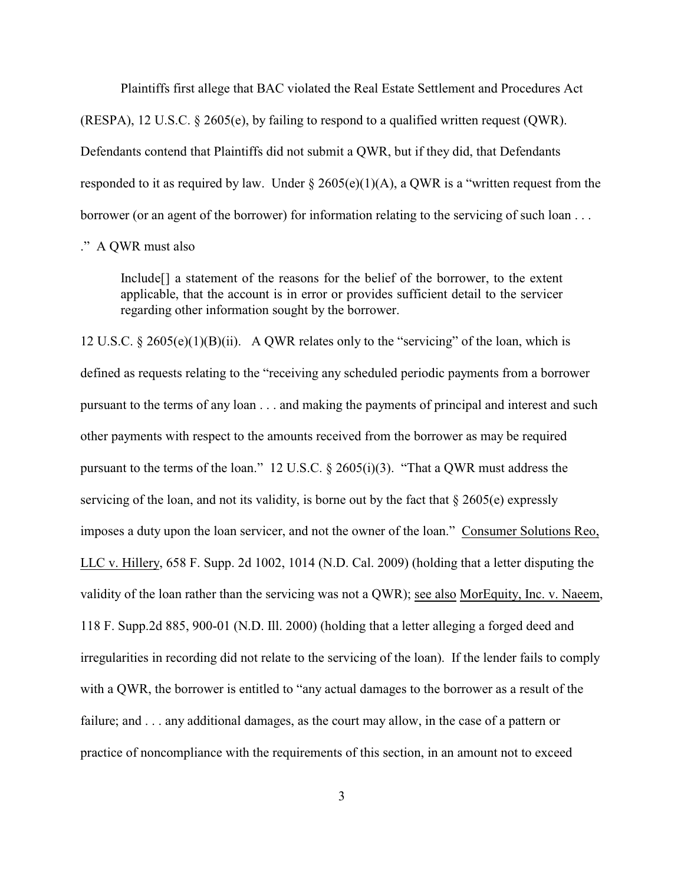Plaintiffs first allege that BAC violated the Real Estate Settlement and Procedures Act (RESPA), 12 U.S.C. § 2605(e), by failing to respond to a qualified written request (QWR). Defendants contend that Plaintiffs did not submit a QWR, but if they did, that Defendants responded to it as required by law. Under § 2605(e)(1)(A), a QWR is a "written request from the borrower (or an agent of the borrower) for information relating to the servicing of such loan . . . ." A QWR must also

> Include[] a statement of the reasons for the belief of the borrower, to the extent applicable, that the account is in error or provides sufficient detail to the servicer regarding other information sought by the borrower.

12 U.S.C. § 2605(e)(1)(B)(ii). A QWR relates only to the "servicing" of the loan, which is defined as requests relating to the "receiving any scheduled periodic payments from a borrower pursuant to the terms of any loan . . . and making the payments of principal and interest and such other payments with respect to the amounts received from the borrower as may be required pursuant to the terms of the loan." 12 U.S.C. § 2605(i)(3). "That a QWR must address the servicing of the loan, and not its validity, is borne out by the fact that § 2605(e) expressly imposes a duty upon the loan servicer, and not the owner of the loan." Consumer Solutions Reo, LLC v. Hillery, 658 F. Supp. 2d 1002, 1014 (N.D. Cal. 2009) (holding that a letter disputing the validity of the loan rather than the servicing was not a QWR); see also MorEquity, Inc. v. Naeem, 118 F. Supp.2d 885, 900-01 (N.D. Ill. 2000) (holding that a letter alleging a forged deed and irregularities in recording did not relate to the servicing of the loan). If the lender fails to comply with a QWR, the borrower is entitled to "any actual damages to the borrower as a result of the failure; and . . . any additional damages, as the court may allow, in the case of a pattern or practice of noncompliance with the requirements of this section, in an amount not to exceed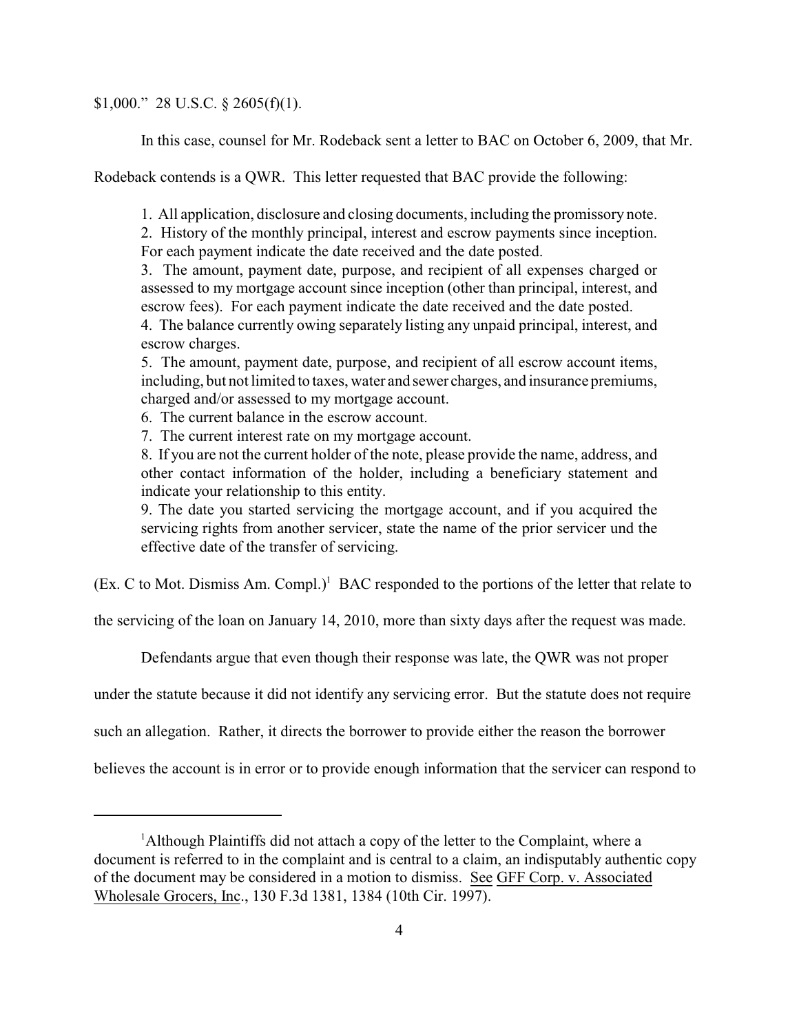$1,000." 28 U.S.C. § 2605(f)(1).

In this case, counsel for Mr. Rodeback sent a letter to BAC on October 6, 2009, that Mr. Rodeback contends is a QWR. This letter requested that BAC provide the following:

> 1. All application, disclosure and closing documents, including the promissory note.
> 2. History of the monthly principal, interest and escrow payments since inception. For each payment indicate the date received and the date posted.
> 3. The amount, payment date, purpose, and recipient of all expenses charged or assessed to my mortgage account since inception (other than principal, interest, and escrow fees). For each payment indicate the date received and the date posted.
> 4. The balance currently owing separately listing any unpaid principal, interest, and escrow charges.
> 5. The amount, payment date, purpose, and recipient of all escrow account items, including, but not limited to taxes, water and sewer charges, and insurance premiums, charged and/or assessed to my mortgage account.
> 6. The current balance in the escrow account.
> 7. The current interest rate on my mortgage account.
> 8. If you are not the current holder of the note, please provide the name, address, and other contact information of the holder, including a beneficiary statement and indicate your relationship to this entity.
> 9. The date you started servicing the mortgage account, and if you acquired the servicing rights from another servicer, state the name of the prior servicer und the effective date of the transfer of servicing.

(Ex. C to Mot. Dismiss Am. Compl.)[1] BAC responded to the portions of the letter that relate to the servicing of the loan on January 14, 2010, more than sixty days after the request was made.

Defendants argue that even though their response was late, the QWR was not proper under the statute because it did not identify any servicing error. But the statute does not require such an allegation. Rather, it directs the borrower to provide either the reason the borrower believes the account is in error or to provide enough information that the servicer can respond to

[1]Although Plaintiffs did not attach a copy of the letter to the Complaint, where a document is referred to in the complaint and is central to a claim, an indisputably authentic copy of the document may be considered in a motion to dismiss. See GFF Corp. v. Associated Wholesale Grocers, Inc., 130 F.3d 1381, 1384 (10th Cir. 1997).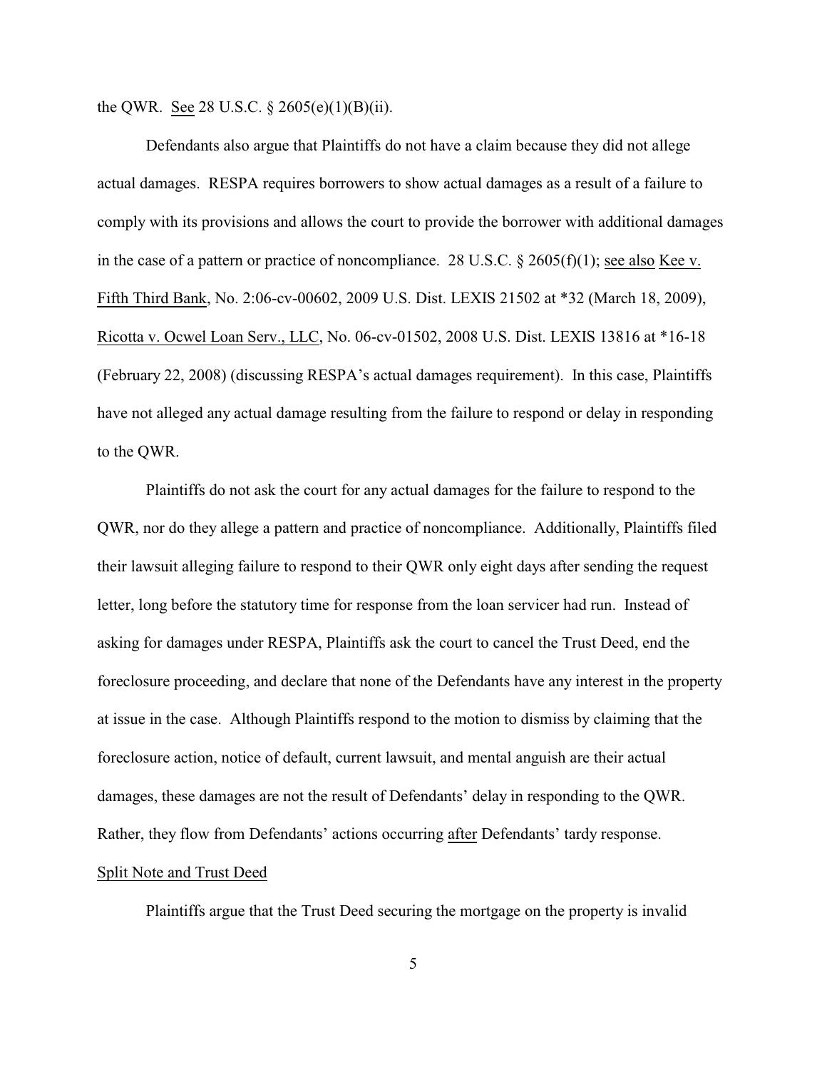the QWR. <u>See</u> 28 U.S.C. § 2605(e)(1)(B)(ii).

Defendants also argue that Plaintiffs do not have a claim because they did not allege actual damages. RESPA requires borrowers to show actual damages as a result of a failure to comply with its provisions and allows the court to provide the borrower with additional damages in the case of a pattern or practice of noncompliance. 28 U.S.C. § 2605(f)(1); <u>see also</u> <u>Kee v. Fifth Third Bank</u>, No. 2:06-cv-00602, 2009 U.S. Dist. LEXIS 21502 at *32 (March 18, 2009), <u>Ricotta v. Ocwel Loan Serv., LLC</u>, No. 06-cv-01502, 2008 U.S. Dist. LEXIS 13816 at *16-18 (February 22, 2008) (discussing RESPA's actual damages requirement). In this case, Plaintiffs have not alleged any actual damage resulting from the failure to respond or delay in responding to the QWR.

Plaintiffs do not ask the court for any actual damages for the failure to respond to the QWR, nor do they allege a pattern and practice of noncompliance. Additionally, Plaintiffs filed their lawsuit alleging failure to respond to their QWR only eight days after sending the request letter, long before the statutory time for response from the loan servicer had run. Instead of asking for damages under RESPA, Plaintiffs ask the court to cancel the Trust Deed, end the foreclosure proceeding, and declare that none of the Defendants have any interest in the property at issue in the case. Although Plaintiffs respond to the motion to dismiss by claiming that the foreclosure action, notice of default, current lawsuit, and mental anguish are their actual damages, these damages are not the result of Defendants' delay in responding to the QWR. Rather, they flow from Defendants' actions occurring <u>after</u> Defendants' tardy response.

<u>Split Note and Trust Deed</u>

Plaintiffs argue that the Trust Deed securing the mortgage on the property is invalid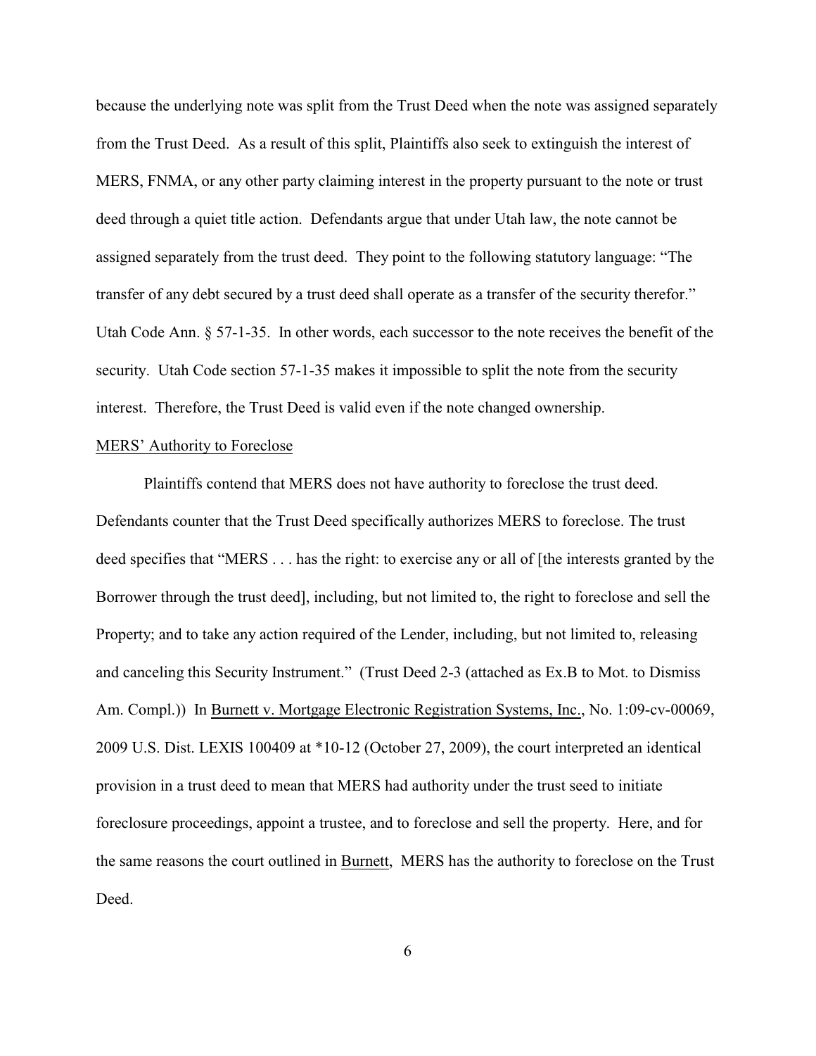because the underlying note was split from the Trust Deed when the note was assigned separately from the Trust Deed. As a result of this split, Plaintiffs also seek to extinguish the interest of MERS, FNMA, or any other party claiming interest in the property pursuant to the note or trust deed through a quiet title action. Defendants argue that under Utah law, the note cannot be assigned separately from the trust deed. They point to the following statutory language: "The transfer of any debt secured by a trust deed shall operate as a transfer of the security therefor." Utah Code Ann. § 57-1-35. In other words, each successor to the note receives the benefit of the security. Utah Code section 57-1-35 makes it impossible to split the note from the security interest. Therefore, the Trust Deed is valid even if the note changed ownership.

<u>MERS' Authority to Foreclose</u>

Plaintiffs contend that MERS does not have authority to foreclose the trust deed. Defendants counter that the Trust Deed specifically authorizes MERS to foreclose. The trust deed specifies that "MERS . . . has the right: to exercise any or all of [the interests granted by the Borrower through the trust deed], including, but not limited to, the right to foreclose and sell the Property; and to take any action required of the Lender, including, but not limited to, releasing and canceling this Security Instrument." (Trust Deed 2-3 (attached as Ex.B to Mot. to Dismiss Am. Compl.)) In <u>Burnett v. Mortgage Electronic Registration Systems, Inc.</u>, No. 1:09-cv-00069, 2009 U.S. Dist. LEXIS 100409 at *10-12 (October 27, 2009), the court interpreted an identical provision in a trust deed to mean that MERS had authority under the trust seed to initiate foreclosure proceedings, appoint a trustee, and to foreclose and sell the property. Here, and for the same reasons the court outlined in <u>Burnett</u>, MERS has the authority to foreclose on the Trust Deed.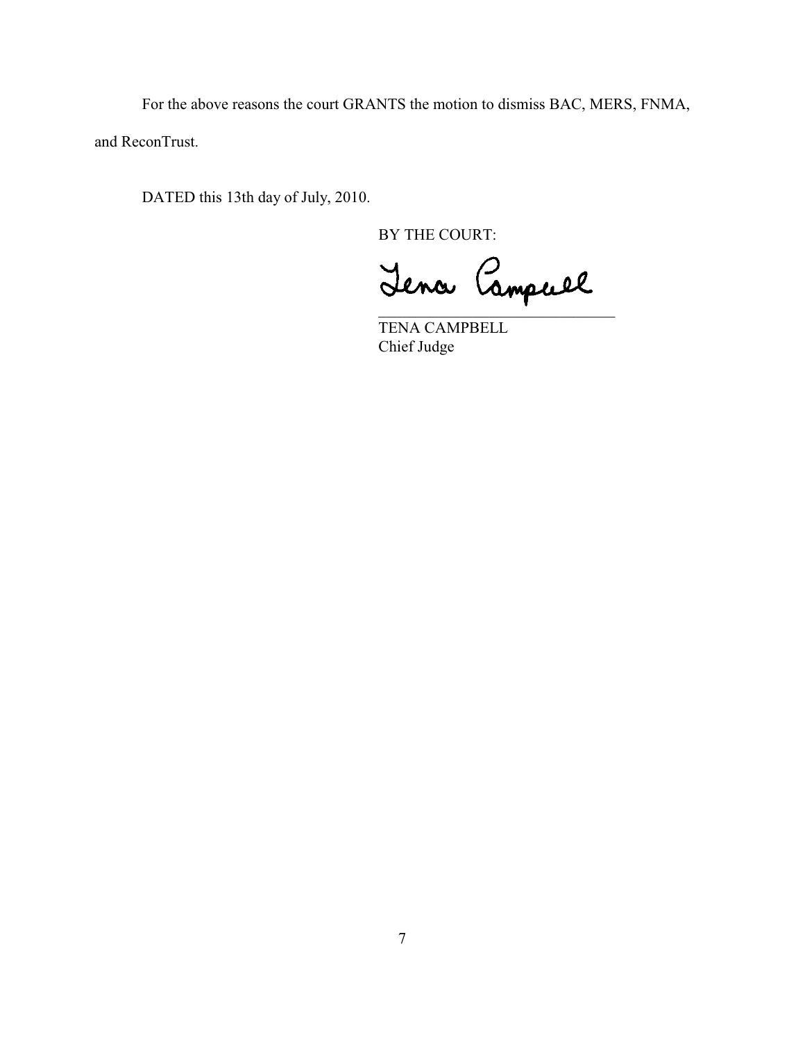For the above reasons the court GRANTS the motion to dismiss BAC, MERS, FNMA, and ReconTrust.

DATED this 13th day of July, 2010.

BY THE COURT:

Tena Campbell

TENA CAMPBELL
Chief Judge